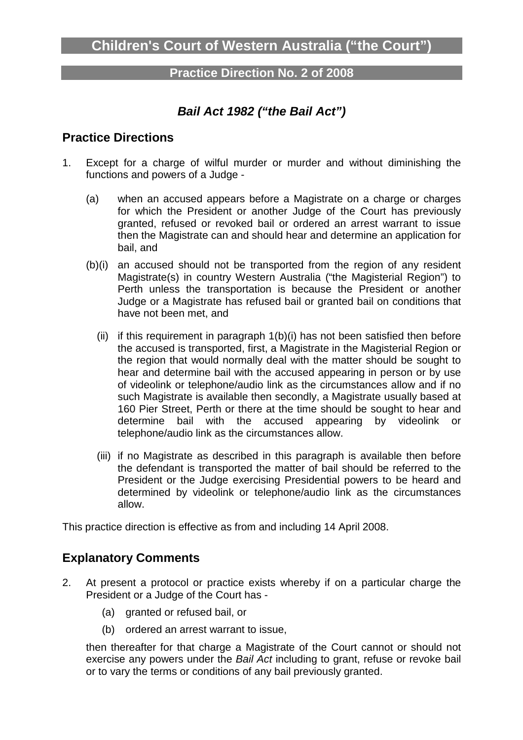# Children's Court of Western Australia ("the Court")

## Practice Direction No. 2 of 2008

### *Bail Act 1982 ("the Bail Act")*

## Practice Directions

1. Except for a charge of wilful murder or murder and without diminishing the functions and powers of a Judge -

   (a) when an accused appears before a Magistrate on a charge or charges for which the President or another Judge of the Court has previously granted, refused or revoked bail or ordered an arrest warrant to issue then the Magistrate can and should hear and determine an application for bail, and

   (b)(i) an accused should not be transported from the region of any resident Magistrate(s) in country Western Australia ("the Magisterial Region") to Perth unless the transportation is because the President or another Judge or a Magistrate has refused bail or granted bail on conditions that have not been met, and

   (ii) if this requirement in paragraph 1(b)(i) has not been satisfied then before the accused is transported, first, a Magistrate in the Magisterial Region or the region that would normally deal with the matter should be sought to hear and determine bail with the accused appearing in person or by use of videolink or telephone/audio link as the circumstances allow and if no such Magistrate is available then secondly, a Magistrate usually based at 160 Pier Street, Perth or there at the time should be sought to hear and determine bail with the accused appearing by videolink or telephone/audio link as the circumstances allow.

   (iii) if no Magistrate as described in this paragraph is available then before the defendant is transported the matter of bail should be referred to the President or the Judge exercising Presidential powers to be heard and determined by videolink or telephone/audio link as the circumstances allow.

This practice direction is effective as from and including 14 April 2008.

## Explanatory Comments

2. At present a protocol or practice exists whereby if on a particular charge the President or a Judge of the Court has -

   (a) granted or refused bail, or

   (b) ordered an arrest warrant to issue,

   then thereafter for that charge a Magistrate of the Court cannot or should not exercise any powers under the *Bail Act* including to grant, refuse or revoke bail or to vary the terms or conditions of any bail previously granted.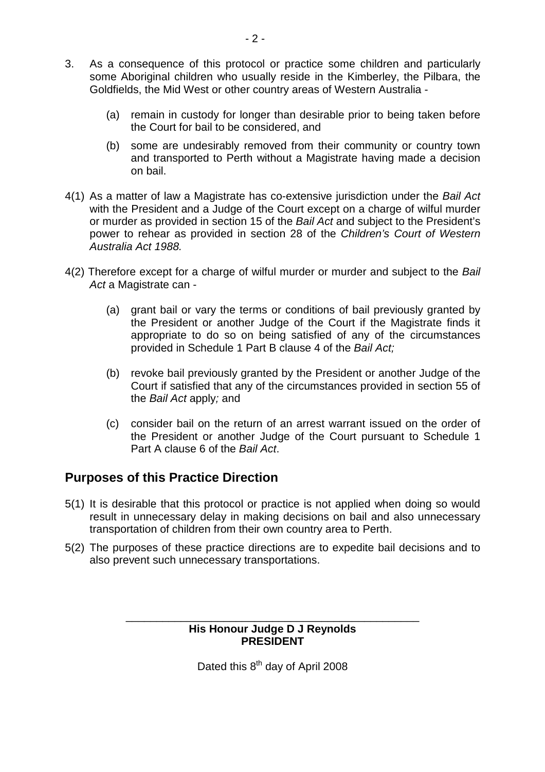3. As a consequence of this protocol or practice some children and particularly some Aboriginal children who usually reside in the Kimberley, the Pilbara, the Goldfields, the Mid West or other country areas of Western Australia -

   (a) remain in custody for longer than desirable prior to being taken before the Court for bail to be considered, and

   (b) some are undesirably removed from their community or country town and transported to Perth without a Magistrate having made a decision on bail.

4(1) As a matter of law a Magistrate has co-extensive jurisdiction under the *Bail Act* with the President and a Judge of the Court except on a charge of wilful murder or murder as provided in section 15 of the *Bail Act* and subject to the President's power to rehear as provided in section 28 of the *Children's Court of Western Australia Act 1988.*

4(2) Therefore except for a charge of wilful murder or murder and subject to the *Bail Act* a Magistrate can -

   (a) grant bail or vary the terms or conditions of bail previously granted by the President or another Judge of the Court if the Magistrate finds it appropriate to do so on being satisfied of any of the circumstances provided in Schedule 1 Part B clause 4 of the *Bail Act;*

   (b) revoke bail previously granted by the President or another Judge of the Court if satisfied that any of the circumstances provided in section 55 of the *Bail Act* apply*;* and

   (c) consider bail on the return of an arrest warrant issued on the order of the President or another Judge of the Court pursuant to Schedule 1 Part A clause 6 of the *Bail Act*.

## Purposes of this Practice Direction

5(1) It is desirable that this protocol or practice is not applied when doing so would result in unnecessary delay in making decisions on bail and also unnecessary transportation of children from their own country area to Perth.

5(2) The purposes of these practice directions are to expedite bail decisions and to also prevent such unnecessary transportations.

---

**His Honour Judge D J Reynolds**
**PRESIDENT**

Dated this 8th day of April 2008